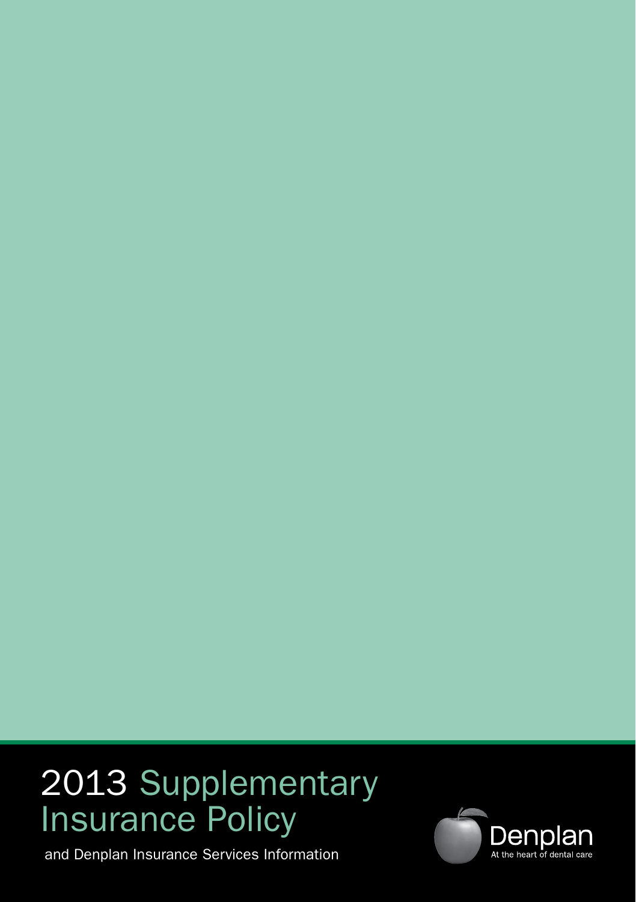# 2013 Supplementary Insurance Policy

and Denplan Insurance Services Information

Denplan

At the heart of dental care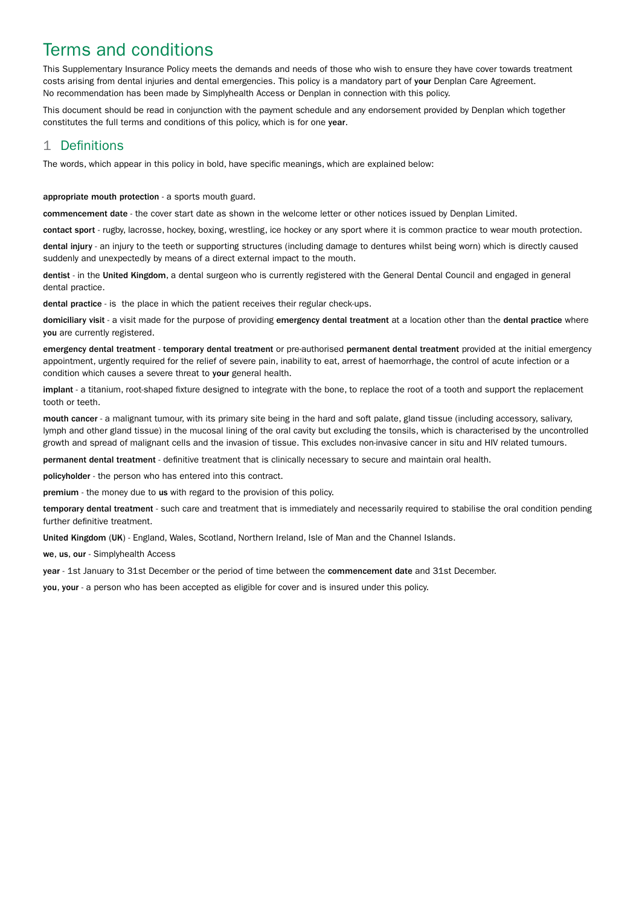# Terms and conditions

This Supplementary Insurance Policy meets the demands and needs of those who wish to ensure they have cover towards treatment costs arising from dental injuries and dental emergencies. This policy is a mandatory part of **your** Denplan Care Agreement. No recommendation has been made by Simplyhealth Access or Denplan in connection with this policy.

This document should be read in conjunction with the payment schedule and any endorsement provided by Denplan which together constitutes the full terms and conditions of this policy, which is for one **year**.

## 1 Definitions

The words, which appear in this policy in bold, have specific meanings, which are explained below:

**appropriate mouth protection** - a sports mouth guard.

**commencement date** - the cover start date as shown in the welcome letter or other notices issued by Denplan Limited.

**contact sport** - rugby, lacrosse, hockey, boxing, wrestling, ice hockey or any sport where it is common practice to wear mouth protection.

**dental injury** - an injury to the teeth or supporting structures (including damage to dentures whilst being worn) which is directly caused suddenly and unexpectedly by means of a direct external impact to the mouth.

**dentist** - in the **United Kingdom**, a dental surgeon who is currently registered with the General Dental Council and engaged in general dental practice.

**dental practice** - is the place in which the patient receives their regular check-ups.

**domiciliary visit** - a visit made for the purpose of providing **emergency dental treatment** at a location other than the **dental practice** where **you** are currently registered.

**emergency dental treatment** - **temporary dental treatment** or pre-authorised **permanent dental treatment** provided at the initial emergency appointment, urgently required for the relief of severe pain, inability to eat, arrest of haemorrhage, the control of acute infection or a condition which causes a severe threat to **your** general health.

**implant** - a titanium, root-shaped fixture designed to integrate with the bone, to replace the root of a tooth and support the replacement tooth or teeth.

**mouth cancer** - a malignant tumour, with its primary site being in the hard and soft palate, gland tissue (including accessory, salivary, lymph and other gland tissue) in the mucosal lining of the oral cavity but excluding the tonsils, which is characterised by the uncontrolled growth and spread of malignant cells and the invasion of tissue. This excludes non-invasive cancer in situ and HIV related tumours.

**permanent dental treatment** - definitive treatment that is clinically necessary to secure and maintain oral health.

**policyholder** - the person who has entered into this contract.

**premium** - the money due to **us** with regard to the provision of this policy.

**temporary dental treatment** - such care and treatment that is immediately and necessarily required to stabilise the oral condition pending further definitive treatment.

**United Kingdom** (**UK**) - England, Wales, Scotland, Northern Ireland, Isle of Man and the Channel Islands.

**we**, **us**, **our** - Simplyhealth Access

**year** - 1st January to 31st December or the period of time between the **commencement date** and 31st December.

**you**, **your** - a person who has been accepted as eligible for cover and is insured under this policy.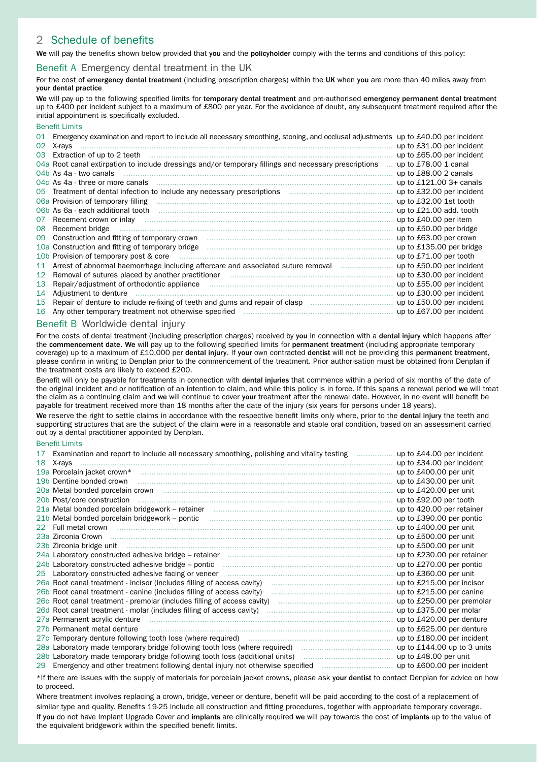## 2 Schedule of benefits

**We** will pay the benefits shown below provided that **you** and the **policyholder** comply with the terms and conditions of this policy:

### Benefit A Emergency dental treatment in the UK

For the cost of **emergency dental treatment** (including prescription charges) within the **UK** when **you** are more than 40 miles away from **your dental practice**

**We** will pay up to the following specified limits for **temporary dental treatment** and pre-authorised **emergency permanent dental treatment** up to £400 per incident subject to a maximum of £800 per year. For the avoidance of doubt, any subsequent treatment required after the initial appointment is specifically excluded.

#### Benefit Limits

| No. | Treatment | Limit |
|---|---|---|
| 01 | Emergency examination and report to include all necessary smoothing, stoning, and occlusal adjustments | up to £40.00 per incident |
| 02 | X-rays | up to £31.00 per incident |
| 03 | Extraction of up to 2 teeth | up to £65.00 per incident |
| 04a | Root canal extirpation to include dressings and/or temporary fillings and necessary prescriptions | up to £78.00 1 canal |
| 04b | As 4a - two canals | up to £88.00 2 canals |
| 04c | As 4a - three or more canals | up to £121.00 3+ canals |
| 05 | Treatment of dental infection to include any necessary prescriptions | up to £32.00 per incident |
| 06a | Provision of temporary filling | up to £32.00 1st tooth |
| 06b | As 6a - each additional tooth | up to £21.00 add. tooth |
| 07 | Recement crown or inlay | up to £40.00 per item |
| 08 | Recement bridge | up to £50.00 per bridge |
| 09 | Construction and fitting of temporary crown | up to £63.00 per crown |
| 10a | Construction and fitting of temporary bridge | up to £135.00 per bridge |
| 10b | Provision of temporary post & core | up to £71.00 per tooth |
| 11 | Arrest of abnormal haemorrhage including aftercare and associated suture removal | up to £50.00 per incident |
| 12 | Removal of sutures placed by another practitioner | up to £30.00 per incident |
| 13 | Repair/adjustment of orthodontic appliance | up to £55.00 per incident |
| 14 | Adjustment to denture | up to £30.00 per incident |
| 15 | Repair of denture to include re-fixing of teeth and gums and repair of clasp | up to £50.00 per incident |
| 16 | Any other temporary treatment not otherwise specified | up to £67.00 per incident |

### Benefit B Worldwide dental injury

For the costs of dental treatment (including prescription charges) received by **you** in connection with a **dental injury** which happens after the **commencement date**. **We** will pay up to the following specified limits for **permanent treatment** (including appropriate temporary coverage) up to a maximum of £10,000 per **dental injury**. If **your** own contracted **dentist** will not be providing this **permanent treatment**, please confirm in writing to Denplan prior to the commencement of the treatment. Prior authorisation must be obtained from Denplan if the treatment costs are likely to exceed £200.

Benefit will only be payable for treatments in connection with **dental injuries** that commence within a period of six months of the date of the original incident and or notification of an intention to claim, and while this policy is in force. If this spans a renewal period **we** will treat the claim as a continuing claim and **we** will continue to cover **your** treatment after the renewal date. However, in no event will benefit be payable for treatment received more than 18 months after the date of the injury (six years for persons under 18 years).

**We** reserve the right to settle claims in accordance with the respective benefit limits only where, prior to the **dental injury** the teeth and supporting structures that are the subject of the claim were in a reasonable and stable oral condition, based on an assessment carried out by a dental practitioner appointed by Denplan.

#### Benefit Limits

| No. | Treatment | Limit |
|---|---|---|
| 17 | Examination and report to include all necessary smoothing, polishing and vitality testing | up to £44.00 per incident |
| 18 | X-rays | up to £34.00 per incident |
| 19a | Porcelain jacket crown* | up to £400.00 per unit |
| 19b | Dentine bonded crown | up to £430.00 per unit |
| 20a | Metal bonded porcelain crown | up to £420.00 per unit |
| 20b | Post/core construction | up to £92.00 per tooth |
| 21a | Metal bonded porcelain bridgework – retainer | up to 420.00 per retainer |
| 21b | Metal bonded porcelain bridgework – pontic | up to £390.00 per pontic |
| 22 | Full metal crown | up to £400.00 per unit |
| 23a | Zirconia Crown | up to £500.00 per unit |
| 23b | Zirconia bridge unit | up to £500.00 per unit |
| 24a | Laboratory constructed adhesive bridge – retainer | up to £230.00 per retainer |
| 24b | Laboratory constructed adhesive bridge – pontic | up to £270.00 per pontic |
| 25 | Laboratory constructed adhesive facing or veneer | up to £360.00 per unit |
| 26a | Root canal treatment - incisor (includes filling of access cavity) | up to £215.00 per incisor |
| 26b | Root canal treatment - canine (includes filling of access cavity) | up to £215.00 per canine |
| 26c | Root canal treatment - premolar (includes filling of access cavity) | up to £250.00 per premolar |
| 26d | Root canal treatment - molar (includes filling of access cavity) | up to £375.00 per molar |
| 27a | Permanent acrylic denture | up to £420.00 per denture |
| 27b | Permanent metal denture | up to £625.00 per denture |
| 27c | Temporary denture following tooth loss (where required) | up to £180.00 per incident |
| 28a | Laboratory made temporary bridge following tooth loss (where required) | up to £144.00 up to 3 units |
| 28b | Laboratory made temporary bridge following tooth loss (additional units) | up to £48.00 per unit |
| 29 | Emergency and other treatment following dental injury not otherwise specified | up to £600.00 per incident |

*If there are issues with the supply of materials for porcelain jacket crowns, please ask **your dentist** to contact Denplan for advice on how to proceed.

Where treatment involves replacing a crown, bridge, veneer or denture, benefit will be paid according to the cost of a replacement of similar type and quality. Benefits 19-25 include all construction and fitting procedures, together with appropriate temporary coverage.

If **you** do not have Implant Upgrade Cover and **implants** are clinically required **we** will pay towards the cost of **implants** up to the value of the equivalent bridgework within the specified benefit limits.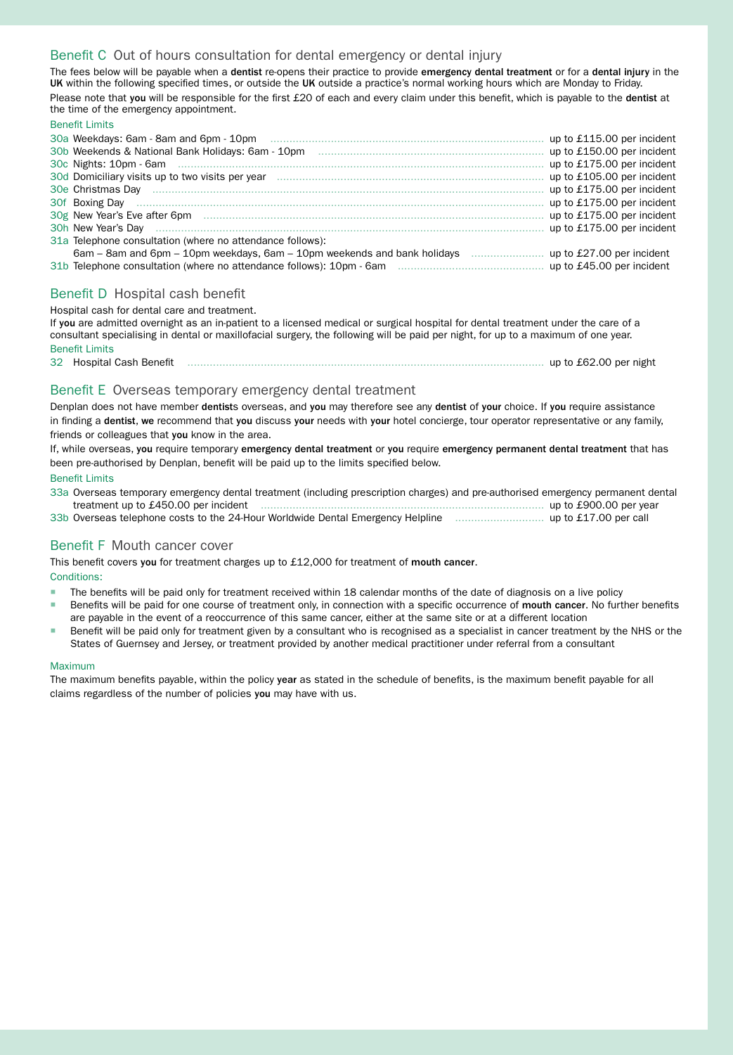## Benefit C Out of hours consultation for dental emergency or dental injury

The fees below will be payable when a **dentist** re-opens their practice to provide **emergency dental treatment** or for a **dental injury** in the **UK** within the following specified times, or outside the **UK** outside a practice's normal working hours which are Monday to Friday.

Please note that **you** will be responsible for the first £20 of each and every claim under this benefit, which is payable to the **dentist** at the time of the emergency appointment.

Benefit Limits

| | | |
|---|---|---|
| 30a | Weekdays: 6am - 8am and 6pm - 10pm | up to £115.00 per incident |
| 30b | Weekends & National Bank Holidays: 6am - 10pm | up to £150.00 per incident |
| 30c | Nights: 10pm - 6am | up to £175.00 per incident |
| 30d | Domiciliary visits up to two visits per year | up to £105.00 per incident |
| 30e | Christmas Day | up to £175.00 per incident |
| 30f | Boxing Day | up to £175.00 per incident |
| 30g | New Year's Eve after 6pm | up to £175.00 per incident |
| 30h | New Year's Day | up to £175.00 per incident |
| 31a | Telephone consultation (where no attendance follows): 6am – 8am and 6pm – 10pm weekdays, 6am – 10pm weekends and bank holidays | up to £27.00 per incident |
| 31b | Telephone consultation (where no attendance follows): 10pm - 6am | up to £45.00 per incident |

## Benefit D Hospital cash benefit

Hospital cash for dental care and treatment.

If **you** are admitted overnight as an in-patient to a licensed medical or surgical hospital for dental treatment under the care of a consultant specialising in dental or maxillofacial surgery, the following will be paid per night, for up to a maximum of one year.

Benefit Limits

| | | |
|---|---|---|
| 32 | Hospital Cash Benefit | up to £62.00 per night |

## Benefit E Overseas temporary emergency dental treatment

Denplan does not have member **dentist**s overseas, and **you** may therefore see any **dentist** of **your** choice. If **you** require assistance in finding a **dentist**, **we** recommend that **you** discuss **your** needs with **your** hotel concierge, tour operator representative or any family, friends or colleagues that **you** know in the area.

If, while overseas, **you** require temporary **emergency dental treatment** or **you** require **emergency permanent dental treatment** that has been pre-authorised by Denplan, benefit will be paid up to the limits specified below.

Benefit Limits

| | | |
|---|---|---|
| 33a | Overseas temporary emergency dental treatment (including prescription charges) and pre-authorised emergency permanent dental treatment up to £450.00 per incident | up to £900.00 per year |
| 33b | Overseas telephone costs to the 24-Hour Worldwide Dental Emergency Helpline | up to £17.00 per call |

## Benefit F Mouth cancer cover

This benefit covers **you** for treatment charges up to £12,000 for treatment of **mouth cancer**.

Conditions:

- The benefits will be paid only for treatment received within 18 calendar months of the date of diagnosis on a live policy
- Benefits will be paid for one course of treatment only, in connection with a specific occurrence of **mouth cancer**. No further benefits are payable in the event of a reoccurrence of this same cancer, either at the same site or at a different location
- Benefit will be paid only for treatment given by a consultant who is recognised as a specialist in cancer treatment by the NHS or the States of Guernsey and Jersey, or treatment provided by another medical practitioner under referral from a consultant

Maximum

The maximum benefits payable, within the policy **year** as stated in the schedule of benefits, is the maximum benefit payable for all claims regardless of the number of policies **you** may have with us.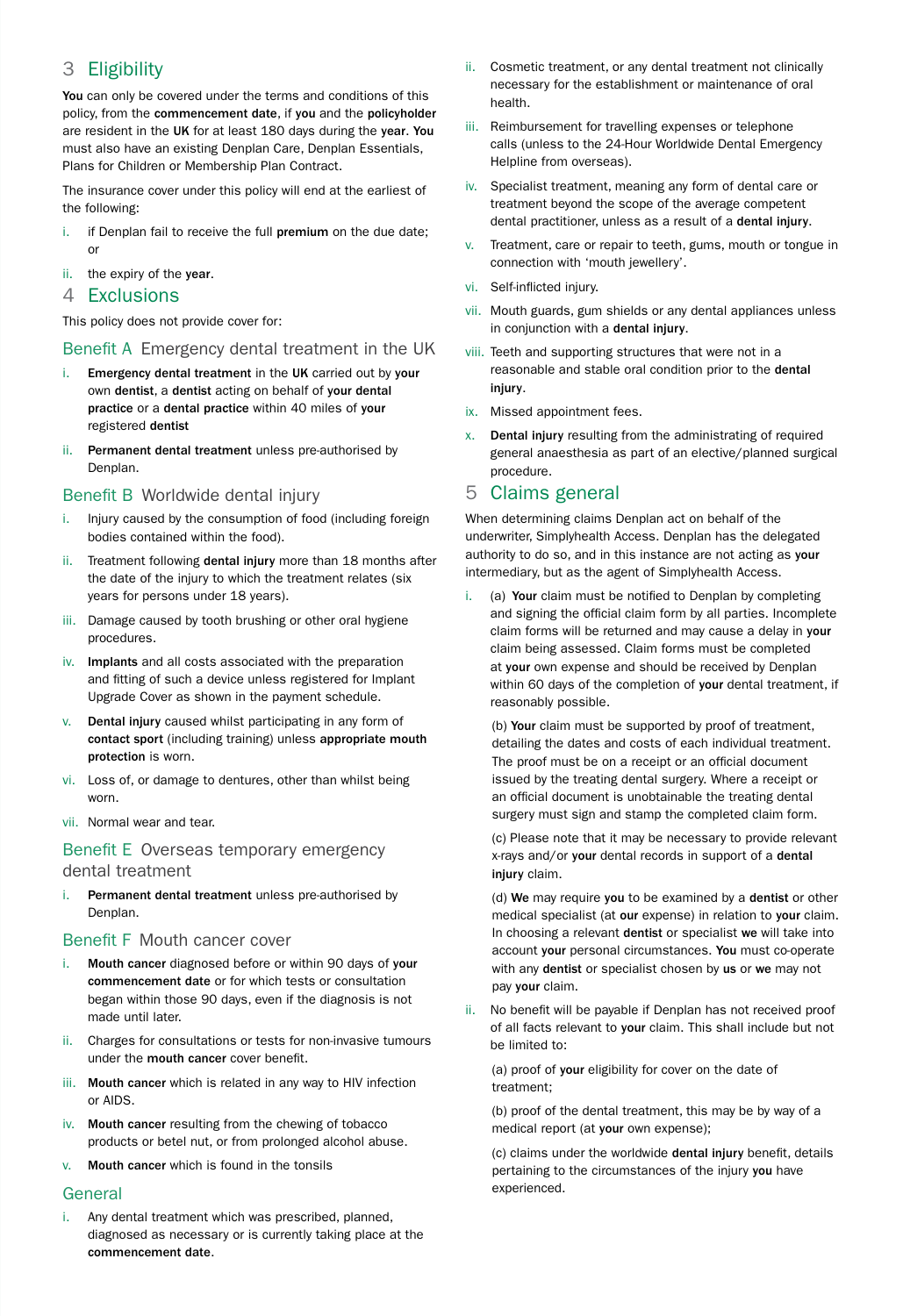## 3 Eligibility

**You** can only be covered under the terms and conditions of this policy, from the **commencement date**, if **you** and the **policyholder** are resident in the **UK** for at least 180 days during the **year**. **You** must also have an existing Denplan Care, Denplan Essentials, Plans for Children or Membership Plan Contract.

The insurance cover under this policy will end at the earliest of the following:

i. if Denplan fail to receive the full **premium** on the due date; or

ii. the expiry of the **year**.

## 4 Exclusions

This policy does not provide cover for:

### Benefit A Emergency dental treatment in the UK

i. **Emergency dental treatment** in the **UK** carried out by **your** own **dentist**, a **dentist** acting on behalf of **your dental practice** or a **dental practice** within 40 miles of **your** registered **dentist**

ii. **Permanent dental treatment** unless pre-authorised by Denplan.

### Benefit B Worldwide dental injury

i. Injury caused by the consumption of food (including foreign bodies contained within the food).

ii. Treatment following **dental injury** more than 18 months after the date of the injury to which the treatment relates (six years for persons under 18 years).

iii. Damage caused by tooth brushing or other oral hygiene procedures.

iv. **Implants** and all costs associated with the preparation and fitting of such a device unless registered for Implant Upgrade Cover as shown in the payment schedule.

v. **Dental injury** caused whilst participating in any form of **contact sport** (including training) unless **appropriate mouth protection** is worn.

vi. Loss of, or damage to dentures, other than whilst being worn.

vii. Normal wear and tear.

### Benefit E Overseas temporary emergency dental treatment

i. **Permanent dental treatment** unless pre-authorised by Denplan.

### Benefit F Mouth cancer cover

i. **Mouth cancer** diagnosed before or within 90 days of **your commencement date** or for which tests or consultation began within those 90 days, even if the diagnosis is not made until later.

ii. Charges for consultations or tests for non-invasive tumours under the **mouth cancer** cover benefit.

iii. **Mouth cancer** which is related in any way to HIV infection or AIDS.

iv. **Mouth cancer** resulting from the chewing of tobacco products or betel nut, or from prolonged alcohol abuse.

v. **Mouth cancer** which is found in the tonsils

### General

i. Any dental treatment which was prescribed, planned, diagnosed as necessary or is currently taking place at the **commencement date**.

ii. Cosmetic treatment, or any dental treatment not clinically necessary for the establishment or maintenance of oral health.

iii. Reimbursement for travelling expenses or telephone calls (unless to the 24-Hour Worldwide Dental Emergency Helpline from overseas).

iv. Specialist treatment, meaning any form of dental care or treatment beyond the scope of the average competent dental practitioner, unless as a result of a **dental injury**.

v. Treatment, care or repair to teeth, gums, mouth or tongue in connection with 'mouth jewellery'.

vi. Self-inflicted injury.

vii. Mouth guards, gum shields or any dental appliances unless in conjunction with a **dental injury**.

viii. Teeth and supporting structures that were not in a reasonable and stable oral condition prior to the **dental injury**.

ix. Missed appointment fees.

x. **Dental injury** resulting from the administrating of required general anaesthesia as part of an elective/planned surgical procedure.

## 5 Claims general

When determining claims Denplan act on behalf of the underwriter, Simplyhealth Access. Denplan has the delegated authority to do so, and in this instance are not acting as **your** intermediary, but as the agent of Simplyhealth Access.

i. (a) **Your** claim must be notified to Denplan by completing and signing the official claim form by all parties. Incomplete claim forms will be returned and may cause a delay in **your** claim being assessed. Claim forms must be completed at **your** own expense and should be received by Denplan within 60 days of the completion of **your** dental treatment, if reasonably possible.

(b) **Your** claim must be supported by proof of treatment, detailing the dates and costs of each individual treatment. The proof must be on a receipt or an official document issued by the treating dental surgery. Where a receipt or an official document is unobtainable the treating dental surgery must sign and stamp the completed claim form.

(c) Please note that it may be necessary to provide relevant x-rays and/or **your** dental records in support of a **dental injury** claim.

(d) **We** may require **you** to be examined by a **dentist** or other medical specialist (at **our** expense) in relation to **your** claim. In choosing a relevant **dentist** or specialist **we** will take into account **your** personal circumstances. **You** must co-operate with any **dentist** or specialist chosen by **us** or **we** may not pay **your** claim.

ii. No benefit will be payable if Denplan has not received proof of all facts relevant to **your** claim. This shall include but not be limited to:

(a) proof of **your** eligibility for cover on the date of treatment;

(b) proof of the dental treatment, this may be by way of a medical report (at **your** own expense);

(c) claims under the worldwide **dental injury** benefit, details pertaining to the circumstances of the injury **you** have experienced.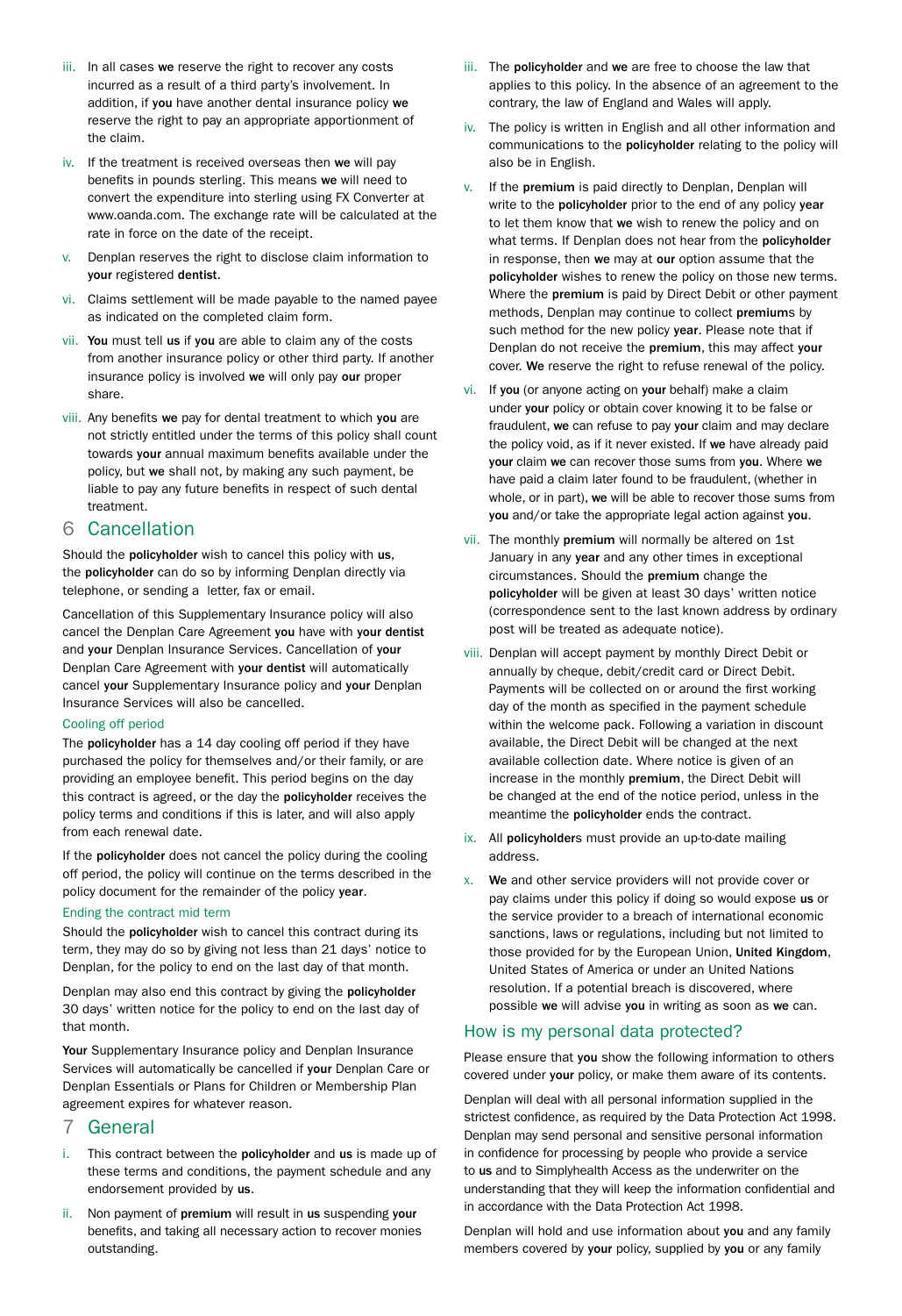iii. In all cases **we** reserve the right to recover any costs incurred as a result of a third party's involvement. In addition, if **you** have another dental insurance policy **we** reserve the right to pay an appropriate apportionment of the claim.

iv. If the treatment is received overseas then **we** will pay benefits in pounds sterling. This means **we** will need to convert the expenditure into sterling using FX Converter at www.oanda.com. The exchange rate will be calculated at the rate in force on the date of the receipt.

v. Denplan reserves the right to disclose claim information to **your** registered **dentist**.

vi. Claims settlement will be made payable to the named payee as indicated on the completed claim form.

vii. **You** must tell **us** if **you** are able to claim any of the costs from another insurance policy or other third party. If another insurance policy is involved **we** will only pay **our** proper share.

viii. Any benefits **we** pay for dental treatment to which **you** are not strictly entitled under the terms of this policy shall count towards **your** annual maximum benefits available under the policy, but **we** shall not, by making any such payment, be liable to pay any future benefits in respect of such dental treatment.

## 6 Cancellation

Should the **policyholder** wish to cancel this policy with **us**, the **policyholder** can do so by informing Denplan directly via telephone, or sending a letter, fax or email.

Cancellation of this Supplementary Insurance policy will also cancel the Denplan Care Agreement **you** have with **your dentist** and **your** Denplan Insurance Services. Cancellation of **your** Denplan Care Agreement with **your dentist** will automatically cancel **your** Supplementary Insurance policy and **your** Denplan Insurance Services will also be cancelled.

### Cooling off period

The **policyholder** has a 14 day cooling off period if they have purchased the policy for themselves and/or their family, or are providing an employee benefit. This period begins on the day this contract is agreed, or the day the **policyholder** receives the policy terms and conditions if this is later, and will also apply from each renewal date.

If the **policyholder** does not cancel the policy during the cooling off period, the policy will continue on the terms described in the policy document for the remainder of the policy **year**.

### Ending the contract mid term

Should the **policyholder** wish to cancel this contract during its term, they may do so by giving not less than 21 days' notice to Denplan, for the policy to end on the last day of that month.

Denplan may also end this contract by giving the **policyholder** 30 days' written notice for the policy to end on the last day of that month.

**Your** Supplementary Insurance policy and Denplan Insurance Services will automatically be cancelled if **your** Denplan Care or Denplan Essentials or Plans for Children or Membership Plan agreement expires for whatever reason.

## 7 General

i. This contract between the **policyholder** and **us** is made up of these terms and conditions, the payment schedule and any endorsement provided by **us**.

ii. Non payment of **premium** will result in **us** suspending **your** benefits, and taking all necessary action to recover monies outstanding.

iii. The **policyholder** and **we** are free to choose the law that applies to this policy. In the absence of an agreement to the contrary, the law of England and Wales will apply.

iv. The policy is written in English and all other information and communications to the **policyholder** relating to the policy will also be in English.

v. If the **premium** is paid directly to Denplan, Denplan will write to the **policyholder** prior to the end of any policy **year** to let them know that **we** wish to renew the policy and on what terms. If Denplan does not hear from the **policyholder** in response, then **we** may at **our** option assume that the **policyholder** wishes to renew the policy on those new terms. Where the **premium** is paid by Direct Debit or other payment methods, Denplan may continue to collect **premium**s by such method for the new policy **year**. Please note that if Denplan do not receive the **premium**, this may affect **your** cover. **We** reserve the right to refuse renewal of the policy.

vi. If **you** (or anyone acting on **your** behalf) make a claim under **your** policy or obtain cover knowing it to be false or fraudulent, **we** can refuse to pay **your** claim and may declare the policy void, as if it never existed. If **we** have already paid **your** claim **we** can recover those sums from **you**. Where **we** have paid a claim later found to be fraudulent, (whether in whole, or in part), **we** will be able to recover those sums from **you** and/or take the appropriate legal action against **you**.

vii. The monthly **premium** will normally be altered on 1st January in any **year** and any other times in exceptional circumstances. Should the **premium** change the **policyholder** will be given at least 30 days' written notice (correspondence sent to the last known address by ordinary post will be treated as adequate notice).

viii. Denplan will accept payment by monthly Direct Debit or annually by cheque, debit/credit card or Direct Debit. Payments will be collected on or around the first working day of the month as specified in the payment schedule within the welcome pack. Following a variation in discount available, the Direct Debit will be changed at the next available collection date. Where notice is given of an increase in the monthly **premium**, the Direct Debit will be changed at the end of the notice period, unless in the meantime the **policyholder** ends the contract.

ix. All **policyholder**s must provide an up-to-date mailing address.

x. **We** and other service providers will not provide cover or pay claims under this policy if doing so would expose **us** or the service provider to a breach of international economic sanctions, laws or regulations, including but not limited to those provided for by the European Union, **United Kingdom**, United States of America or under an United Nations resolution. If a potential breach is discovered, where possible **we** will advise **you** in writing as soon as **we** can.

## How is my personal data protected?

Please ensure that **you** show the following information to others covered under **your** policy, or make them aware of its contents.

Denplan will deal with all personal information supplied in the strictest confidence, as required by the Data Protection Act 1998. Denplan may send personal and sensitive personal information in confidence for processing by people who provide a service to **us** and to Simplyhealth Access as the underwriter on the understanding that they will keep the information confidential and in accordance with the Data Protection Act 1998.

Denplan will hold and use information about **you** and any family members covered by **your** policy, supplied by **you** or any family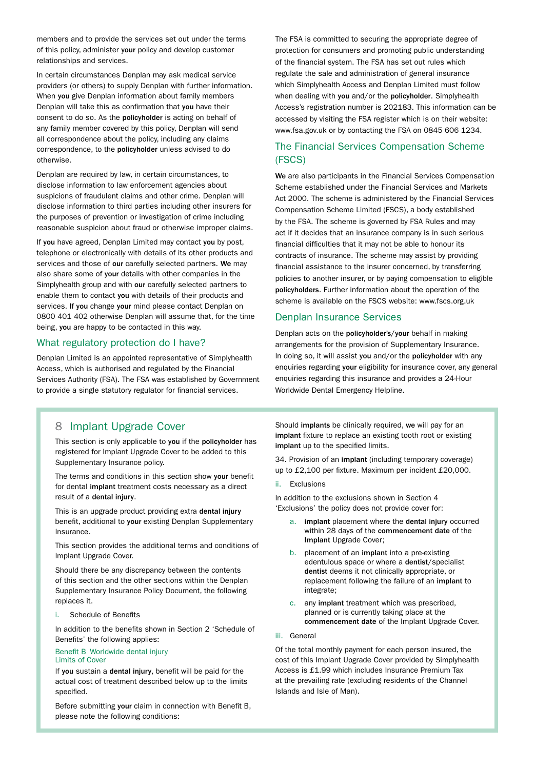members and to provide the services set out under the terms of this policy, administer **your** policy and develop customer relationships and services.

In certain circumstances Denplan may ask medical service providers (or others) to supply Denplan with further information. When **you** give Denplan information about family members Denplan will take this as confirmation that **you** have their consent to do so. As the **policyholder** is acting on behalf of any family member covered by this policy, Denplan will send all correspondence about the policy, including any claims correspondence, to the **policyholder** unless advised to do otherwise.

Denplan are required by law, in certain circumstances, to disclose information to law enforcement agencies about suspicions of fraudulent claims and other crime. Denplan will disclose information to third parties including other insurers for the purposes of prevention or investigation of crime including reasonable suspicion about fraud or otherwise improper claims.

If **you** have agreed, Denplan Limited may contact **you** by post, telephone or electronically with details of its other products and services and those of **our** carefully selected partners. **We** may also share some of **your** details with other companies in the Simplyhealth group and with **our** carefully selected partners to enable them to contact **you** with details of their products and services. If **you** change **your** mind please contact Denplan on 0800 401 402 otherwise Denplan will assume that, for the time being, **you** are happy to be contacted in this way.

## What regulatory protection do I have?

Denplan Limited is an appointed representative of Simplyhealth Access, which is authorised and regulated by the Financial Services Authority (FSA). The FSA was established by Government to provide a single statutory regulator for financial services.

The FSA is committed to securing the appropriate degree of protection for consumers and promoting public understanding of the financial system. The FSA has set out rules which regulate the sale and administration of general insurance which Simplyhealth Access and Denplan Limited must follow when dealing with **you** and/or the **policyholder**. Simplyhealth Access's registration number is 202183. This information can be accessed by visiting the FSA register which is on their website: www.fsa.gov.uk or by contacting the FSA on 0845 606 1234.

## The Financial Services Compensation Scheme (FSCS)

**We** are also participants in the Financial Services Compensation Scheme established under the Financial Services and Markets Act 2000. The scheme is administered by the Financial Services Compensation Scheme Limited (FSCS), a body established by the FSA. The scheme is governed by FSA Rules and may act if it decides that an insurance company is in such serious financial difficulties that it may not be able to honour its contracts of insurance. The scheme may assist by providing financial assistance to the insurer concerned, by transferring policies to another insurer, or by paying compensation to eligible **policyholders**. Further information about the operation of the scheme is available on the FSCS website: www.fscs.org.uk

## Denplan Insurance Services

Denplan acts on the **policyholder's**/**your** behalf in making arrangements for the provision of Supplementary Insurance. In doing so, it will assist **you** and/or the **policyholder** with any enquiries regarding **your** eligibility for insurance cover, any general enquiries regarding this insurance and provides a 24-Hour Worldwide Dental Emergency Helpline.

## 8 Implant Upgrade Cover

This section is only applicable to **you** if the **policyholder** has registered for Implant Upgrade Cover to be added to this Supplementary Insurance policy.

The terms and conditions in this section show **your** benefit for dental **implant** treatment costs necessary as a direct result of a **dental injury**.

This is an upgrade product providing extra **dental injury** benefit, additional to **your** existing Denplan Supplementary Insurance.

This section provides the additional terms and conditions of Implant Upgrade Cover.

Should there be any discrepancy between the contents of this section and the other sections within the Denplan Supplementary Insurance Policy Document, the following replaces it.

i. Schedule of Benefits

In addition to the benefits shown in Section 2 'Schedule of Benefits' the following applies:

### Benefit B Worldwide dental injury
### Limits of Cover

If **you** sustain a **dental injury**, benefit will be paid for the actual cost of treatment described below up to the limits specified.

Before submitting **your** claim in connection with Benefit B, please note the following conditions:

Should **implants** be clinically required, **we** will pay for an **implant** fixture to replace an existing tooth root or existing **implant** up to the specified limits.

34. Provision of an **implant** (including temporary coverage) up to £2,100 per fixture. Maximum per incident £20,000.

ii. Exclusions

In addition to the exclusions shown in Section 4 'Exclusions' the policy does not provide cover for:

a. **implant** placement where the **dental injury** occurred within 28 days of the **commencement date** of the **Implant** Upgrade Cover;

b. placement of an **implant** into a pre-existing edentulous space or where a **dentist**/specialist **dentist** deems it not clinically appropriate, or replacement following the failure of an **implant** to integrate;

c. any **implant** treatment which was prescribed, planned or is currently taking place at the **commencement date** of the Implant Upgrade Cover.

iii. General

Of the total monthly payment for each person insured, the cost of this Implant Upgrade Cover provided by Simplyhealth Access is £1.99 which includes Insurance Premium Tax at the prevailing rate (excluding residents of the Channel Islands and Isle of Man).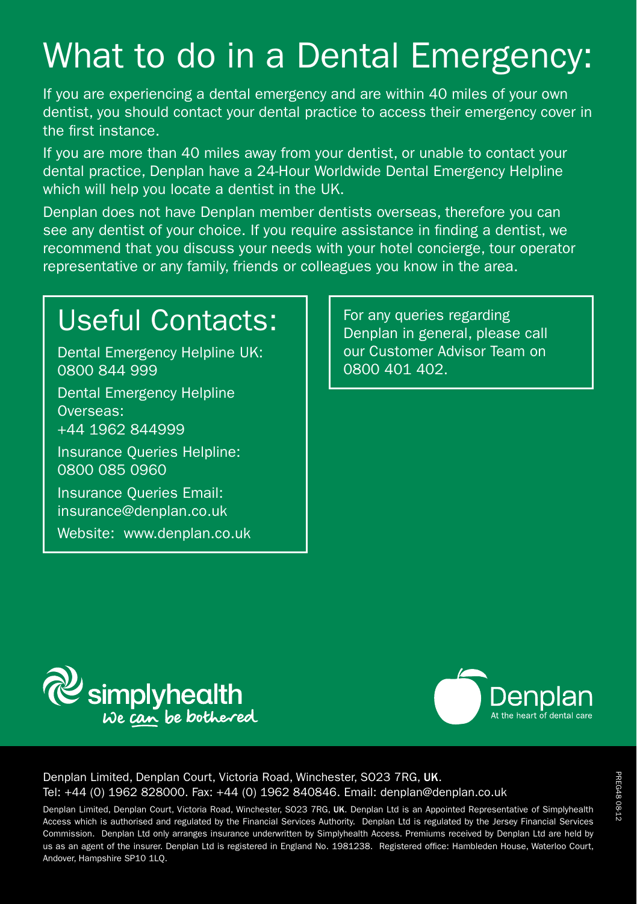# What to do in a Dental Emergency:

If you are experiencing a dental emergency and are within 40 miles of your own dentist, you should contact your dental practice to access their emergency cover in the first instance.

If you are more than 40 miles away from your dentist, or unable to contact your dental practice, Denplan have a 24-Hour Worldwide Dental Emergency Helpline which will help you locate a dentist in the UK.

Denplan does not have Denplan member dentists overseas, therefore you can see any dentist of your choice. If you require assistance in finding a dentist, we recommend that you discuss your needs with your hotel concierge, tour operator representative or any family, friends or colleagues you know in the area.

## Useful Contacts:

Dental Emergency Helpline UK:
0800 844 999

Dental Emergency Helpline Overseas:
+44 1962 844999

Insurance Queries Helpline:
0800 085 0960

Insurance Queries Email:
insurance@denplan.co.uk

Website: www.denplan.co.uk

For any queries regarding Denplan in general, please call our Customer Advisor Team on 0800 401 402.

simplyhealth
We can be bothered

Denplan
At the heart of dental care

Denplan Limited, Denplan Court, Victoria Road, Winchester, SO23 7RG, UK.
Tel: +44 (0) 1962 828000. Fax: +44 (0) 1962 840846. Email: denplan@denplan.co.uk

Denplan Limited, Denplan Court, Victoria Road, Winchester, SO23 7RG, UK. Denplan Ltd is an Appointed Representative of Simplyhealth Access which is authorised and regulated by the Financial Services Authority. Denplan Ltd is regulated by the Jersey Financial Services Commission. Denplan Ltd only arranges insurance underwritten by Simplyhealth Access. Premiums received by Denplan Ltd are held by us as an agent of the insurer. Denplan Ltd is registered in England No. 1981238. Registered office: Hambleden House, Waterloo Court, Andover, Hampshire SP10 1LQ.

PREG48 08.12